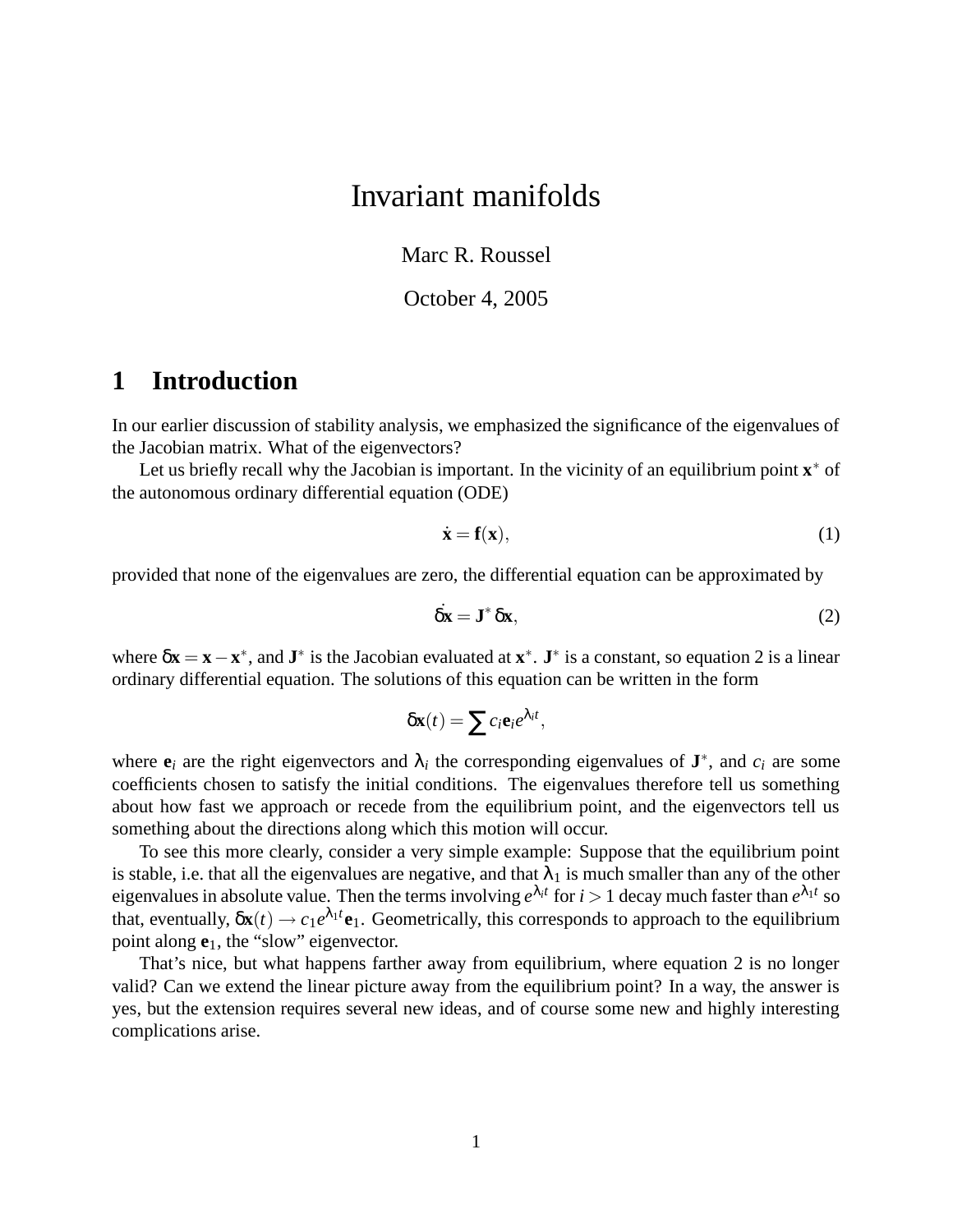# Invariant manifolds

Marc R. Roussel

October 4, 2005

## 1 Introduction

In our earlier discussion of stability analysis, we emphasized the significance of the eigenvalues of the Jacobian matrix. What of the eigenvectors?

Let us briefly recall why the Jacobian is important. In the vicinity of an equilibrium point $\mathbf{x}^*$ of the autonomous ordinary differential equation (ODE)

$$\dot{\mathbf{x}} = \mathbf{f}(\mathbf{x}), \tag{1}$$

provided that none of the eigenvalues are zero, the differential equation can be approximated by

$$\dot{\delta\mathbf{x}} = \mathbf{J}^* \, \delta\mathbf{x}, \tag{2}$$

where $\delta\mathbf{x} = \mathbf{x} - \mathbf{x}^*$, and $\mathbf{J}^*$ is the Jacobian evaluated at $\mathbf{x}^*$. $\mathbf{J}^*$ is a constant, so equation 2 is a linear ordinary differential equation. The solutions of this equation can be written in the form

$$\delta\mathbf{x}(t) = \sum c_i \mathbf{e}_i e^{\lambda_i t},$$

where $\mathbf{e}_i$ are the right eigenvectors and $\lambda_i$ the corresponding eigenvalues of $\mathbf{J}^*$, and $c_i$ are some coefficients chosen to satisfy the initial conditions. The eigenvalues therefore tell us something about how fast we approach or recede from the equilibrium point, and the eigenvectors tell us something about the directions along which this motion will occur.

To see this more clearly, consider a very simple example: Suppose that the equilibrium point is stable, i.e. that all the eigenvalues are negative, and that $\lambda_1$ is much smaller than any of the other eigenvalues in absolute value. Then the terms involving $e^{\lambda_i t}$ for $i > 1$ decay much faster than $e^{\lambda_1 t}$ so that, eventually, $\delta\mathbf{x}(t) \to c_1 e^{\lambda_1 t} \mathbf{e}_1$. Geometrically, this corresponds to approach to the equilibrium point along $\mathbf{e}_1$, the "slow" eigenvector.

That's nice, but what happens farther away from equilibrium, where equation 2 is no longer valid? Can we extend the linear picture away from the equilibrium point? In a way, the answer is yes, but the extension requires several new ideas, and of course some new and highly interesting complications arise.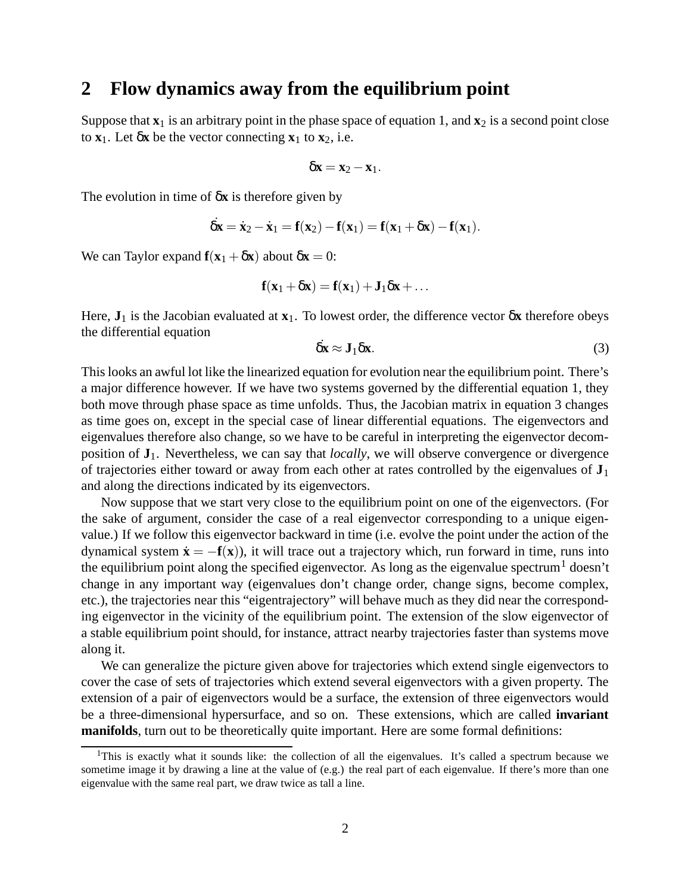## 2 Flow dynamics away from the equilibrium point

Suppose that $\mathbf{x}_1$ is an arbitrary point in the phase space of equation 1, and $\mathbf{x}_2$ is a second point close to $\mathbf{x}_1$. Let $\delta\mathbf{x}$ be the vector connecting $\mathbf{x}_1$ to $\mathbf{x}_2$, i.e.

$$\delta\mathbf{x} = \mathbf{x}_2 - \mathbf{x}_1.$$

The evolution in time of $\delta\mathbf{x}$ is therefore given by

$$\dot{\delta\mathbf{x}} = \dot{\mathbf{x}}_2 - \dot{\mathbf{x}}_1 = \mathbf{f}(\mathbf{x}_2) - \mathbf{f}(\mathbf{x}_1) = \mathbf{f}(\mathbf{x}_1 + \delta\mathbf{x}) - \mathbf{f}(\mathbf{x}_1).$$

We can Taylor expand $\mathbf{f}(\mathbf{x}_1 + \delta\mathbf{x})$ about $\delta\mathbf{x} = 0$:

$$\mathbf{f}(\mathbf{x}_1 + \delta\mathbf{x}) = \mathbf{f}(\mathbf{x}_1) + \mathbf{J}_1\delta\mathbf{x} + \ldots$$

Here, $\mathbf{J}_1$ is the Jacobian evaluated at $\mathbf{x}_1$. To lowest order, the difference vector $\delta\mathbf{x}$ therefore obeys the differential equation

$$\dot{\delta\mathbf{x}} \approx \mathbf{J}_1\delta\mathbf{x}. \tag{3}$$

This looks an awful lot like the linearized equation for evolution near the equilibrium point. There's a major difference however. If we have two systems governed by the differential equation 1, they both move through phase space as time unfolds. Thus, the Jacobian matrix in equation 3 changes as time goes on, except in the special case of linear differential equations. The eigenvectors and eigenvalues therefore also change, so we have to be careful in interpreting the eigenvector decomposition of $\mathbf{J}_1$. Nevertheless, we can say that *locally*, we will observe convergence or divergence of trajectories either toward or away from each other at rates controlled by the eigenvalues of $\mathbf{J}_1$ and along the directions indicated by its eigenvectors.

Now suppose that we start very close to the equilibrium point on one of the eigenvectors. (For the sake of argument, consider the case of a real eigenvector corresponding to a unique eigenvalue.) If we follow this eigenvector backward in time (i.e. evolve the point under the action of the dynamical system $\dot{\mathbf{x}} = -\mathbf{f}(\mathbf{x})$), it will trace out a trajectory which, run forward in time, runs into the equilibrium point along the specified eigenvector. As long as the eigenvalue spectrum[1] doesn't change in any important way (eigenvalues don't change order, change signs, become complex, etc.), the trajectories near this "eigentrajectory" will behave much as they did near the corresponding eigenvector in the vicinity of the equilibrium point. The extension of the slow eigenvector of a stable equilibrium point should, for instance, attract nearby trajectories faster than systems move along it.

We can generalize the picture given above for trajectories which extend single eigenvectors to cover the case of sets of trajectories which extend several eigenvectors with a given property. The extension of a pair of eigenvectors would be a surface, the extension of three eigenvectors would be a three-dimensional hypersurface, and so on. These extensions, which are called **invariant manifolds**, turn out to be theoretically quite important. Here are some formal definitions:

[1] This is exactly what it sounds like: the collection of all the eigenvalues. It's called a spectrum because we sometime image it by drawing a line at the value of (e.g.) the real part of each eigenvalue. If there's more than one eigenvalue with the same real part, we draw twice as tall a line.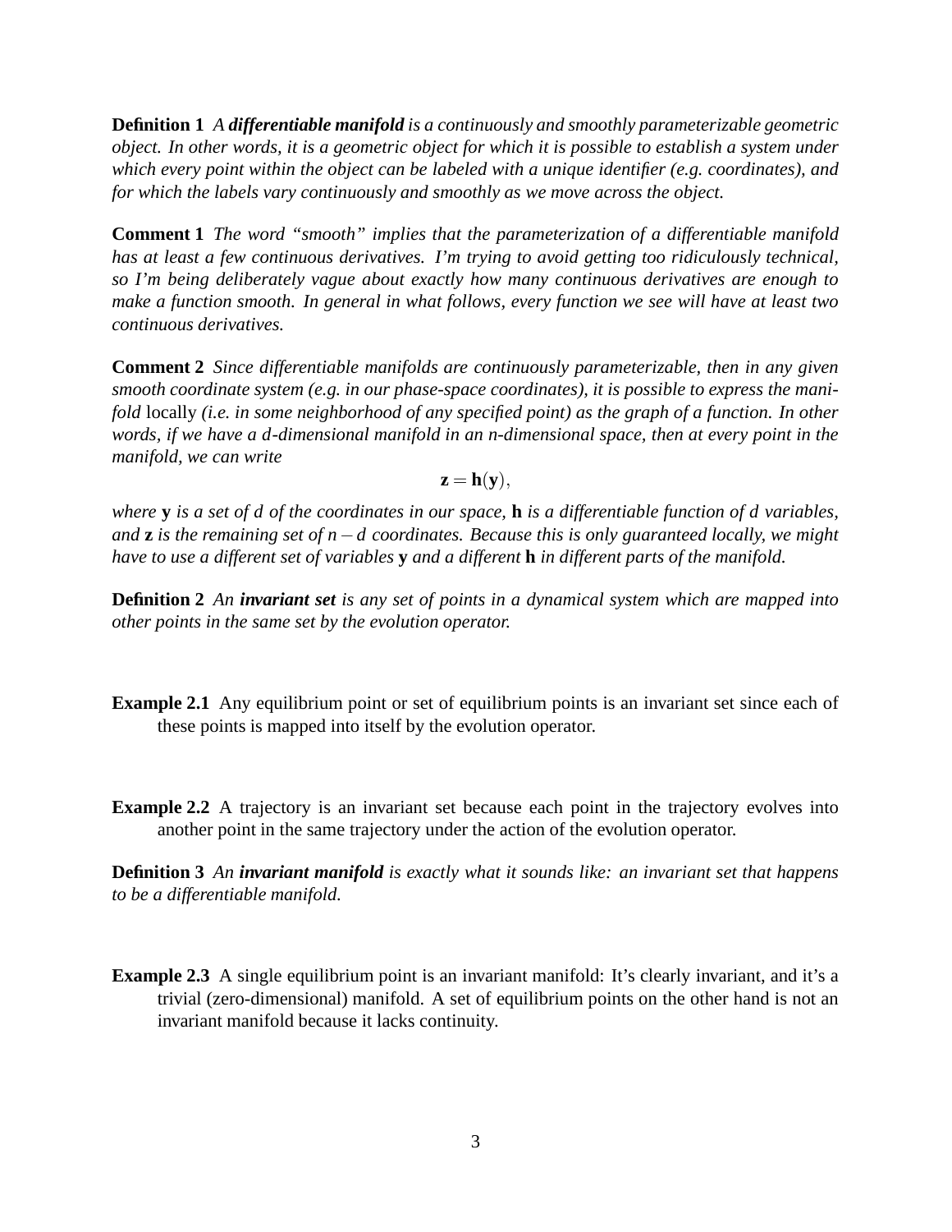**Definition 1** *A **differentiable manifold** is a continuously and smoothly parameterizable geometric object. In other words, it is a geometric object for which it is possible to establish a system under which every point within the object can be labeled with a unique identifier (e.g. coordinates), and for which the labels vary continuously and smoothly as we move across the object.*

**Comment 1** *The word "smooth" implies that the parameterization of a differentiable manifold has at least a few continuous derivatives. I'm trying to avoid getting too ridiculously technical, so I'm being deliberately vague about exactly how many continuous derivatives are enough to make a function smooth. In general in what follows, every function we see will have at least two continuous derivatives.*

**Comment 2** *Since differentiable manifolds are continuously parameterizable, then in any given smooth coordinate system (e.g. in our phase-space coordinates), it is possible to express the manifold* locally *(i.e. in some neighborhood of any specified point) as the graph of a function. In other words, if we have a $d$-dimensional manifold in an $n$-dimensional space, then at every point in the manifold, we can write*

$$\mathbf{z} = \mathbf{h}(\mathbf{y}),$$

*where $\mathbf{y}$ is a set of $d$ of the coordinates in our space, $\mathbf{h}$ is a differentiable function of $d$ variables, and $\mathbf{z}$ is the remaining set of $n-d$ coordinates. Because this is only guaranteed locally, we might have to use a different set of variables $\mathbf{y}$ and a different $\mathbf{h}$ in different parts of the manifold.*

**Definition 2** *An **invariant set** is any set of points in a dynamical system which are mapped into other points in the same set by the evolution operator.*

**Example 2.1** Any equilibrium point or set of equilibrium points is an invariant set since each of these points is mapped into itself by the evolution operator.

**Example 2.2** A trajectory is an invariant set because each point in the trajectory evolves into another point in the same trajectory under the action of the evolution operator.

**Definition 3** *An **invariant manifold** is exactly what it sounds like: an invariant set that happens to be a differentiable manifold.*

**Example 2.3** A single equilibrium point is an invariant manifold: It's clearly invariant, and it's a trivial (zero-dimensional) manifold. A set of equilibrium points on the other hand is not an invariant manifold because it lacks continuity.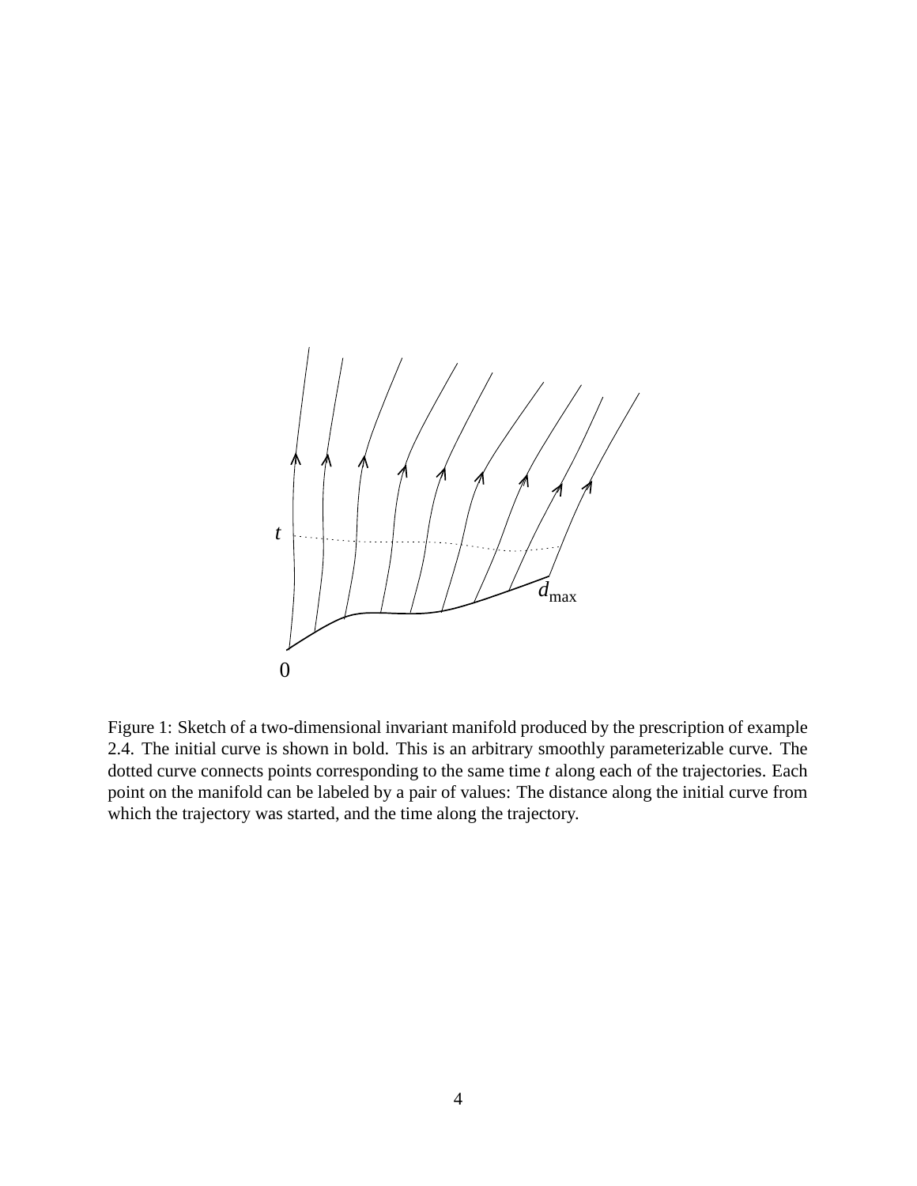Figure 1: Sketch of a two-dimensional invariant manifold produced by the prescription of example 2.4. The initial curve is shown in bold. This is an arbitrary smoothly parameterizable curve. The dotted curve connects points corresponding to the same time $t$ along each of the trajectories. Each point on the manifold can be labeled by a pair of values: The distance along the initial curve from which the trajectory was started, and the time along the trajectory.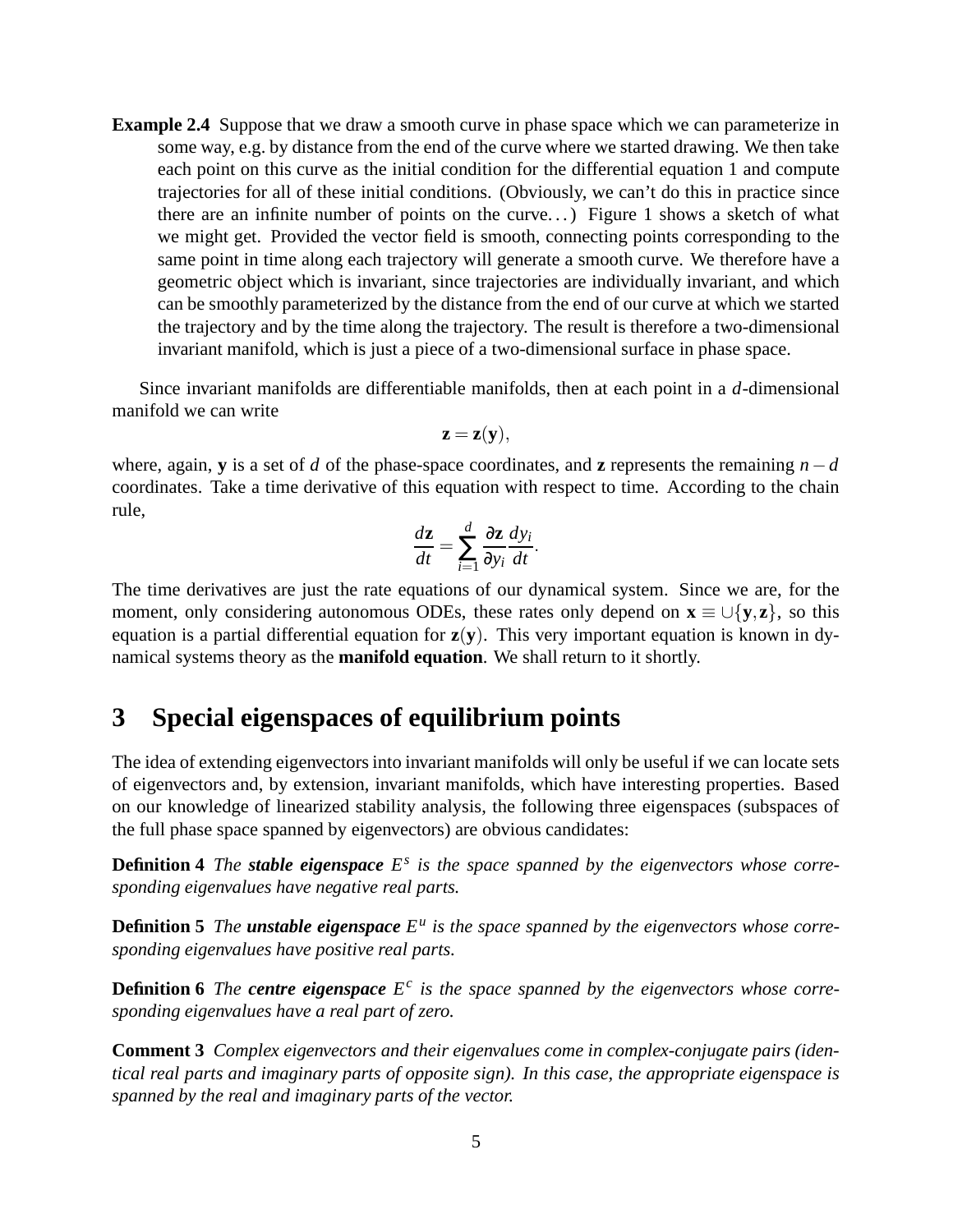**Example 2.4** Suppose that we draw a smooth curve in phase space which we can parameterize in some way, e.g. by distance from the end of the curve where we started drawing. We then take each point on this curve as the initial condition for the differential equation 1 and compute trajectories for all of these initial conditions. (Obviously, we can't do this in practice since there are an infinite number of points on the curve...) Figure 1 shows a sketch of what we might get. Provided the vector field is smooth, connecting points corresponding to the same point in time along each trajectory will generate a smooth curve. We therefore have a geometric object which is invariant, since trajectories are individually invariant, and which can be smoothly parameterized by the distance from the end of our curve at which we started the trajectory and by the time along the trajectory. The result is therefore a two-dimensional invariant manifold, which is just a piece of a two-dimensional surface in phase space.

Since invariant manifolds are differentiable manifolds, then at each point in a $d$-dimensional manifold we can write

$$\mathbf{z} = \mathbf{z}(\mathbf{y}),$$

where, again, $\mathbf{y}$ is a set of $d$ of the phase-space coordinates, and $\mathbf{z}$ represents the remaining $n-d$ coordinates. Take a time derivative of this equation with respect to time. According to the chain rule,

$$\frac{d\mathbf{z}}{dt} = \sum_{i=1}^{d} \frac{\partial \mathbf{z}}{\partial y_i} \frac{dy_i}{dt}.$$

The time derivatives are just the rate equations of our dynamical system. Since we are, for the moment, only considering autonomous ODEs, these rates only depend on $\mathbf{x} \equiv \cup\{\mathbf{y}, \mathbf{z}\}$, so this equation is a partial differential equation for $\mathbf{z}(\mathbf{y})$. This very important equation is known in dynamical systems theory as the **manifold equation**. We shall return to it shortly.

# 3 Special eigenspaces of equilibrium points

The idea of extending eigenvectors into invariant manifolds will only be useful if we can locate sets of eigenvectors and, by extension, invariant manifolds, which have interesting properties. Based on our knowledge of linearized stability analysis, the following three eigenspaces (subspaces of the full phase space spanned by eigenvectors) are obvious candidates:

**Definition 4** *The* ***stable eigenspace*** $E^s$ *is the space spanned by the eigenvectors whose corresponding eigenvalues have negative real parts.*

**Definition 5** *The* ***unstable eigenspace*** $E^u$ *is the space spanned by the eigenvectors whose corresponding eigenvalues have positive real parts.*

**Definition 6** *The* ***centre eigenspace*** $E^c$ *is the space spanned by the eigenvectors whose corresponding eigenvalues have a real part of zero.*

**Comment 3** *Complex eigenvectors and their eigenvalues come in complex-conjugate pairs (identical real parts and imaginary parts of opposite sign). In this case, the appropriate eigenspace is spanned by the real and imaginary parts of the vector.*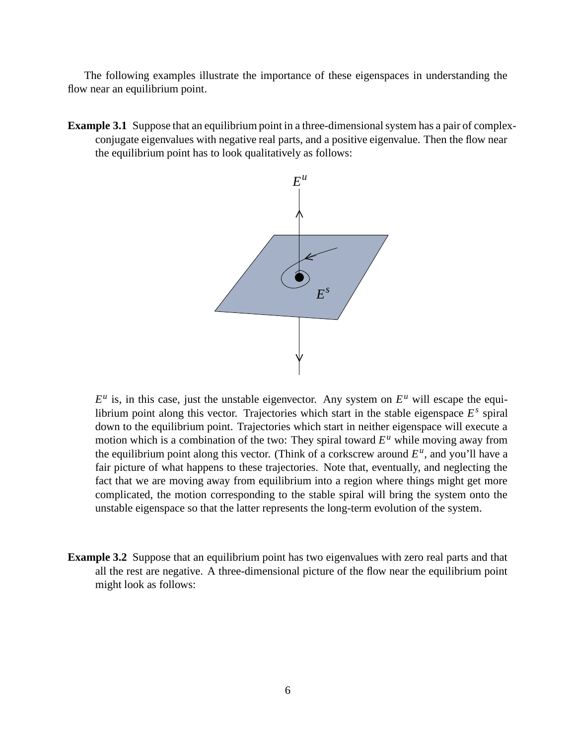The following examples illustrate the importance of these eigenspaces in understanding the flow near an equilibrium point.

**Example 3.1** Suppose that an equilibrium point in a three-dimensional system has a pair of complex-conjugate eigenvalues with negative real parts, and a positive eigenvalue. Then the flow near the equilibrium point has to look qualitatively as follows:

$E^u$ is, in this case, just the unstable eigenvector. Any system on $E^u$ will escape the equilibrium point along this vector. Trajectories which start in the stable eigenspace $E^s$ spiral down to the equilibrium point. Trajectories which start in neither eigenspace will execute a motion which is a combination of the two: They spiral toward $E^u$ while moving away from the equilibrium point along this vector. (Think of a corkscrew around $E^u$, and you'll have a fair picture of what happens to these trajectories. Note that, eventually, and neglecting the fact that we are moving away from equilibrium into a region where things might get more complicated, the motion corresponding to the stable spiral will bring the system onto the unstable eigenspace so that the latter represents the long-term evolution of the system.

**Example 3.2** Suppose that an equilibrium point has two eigenvalues with zero real parts and that all the rest are negative. A three-dimensional picture of the flow near the equilibrium point might look as follows: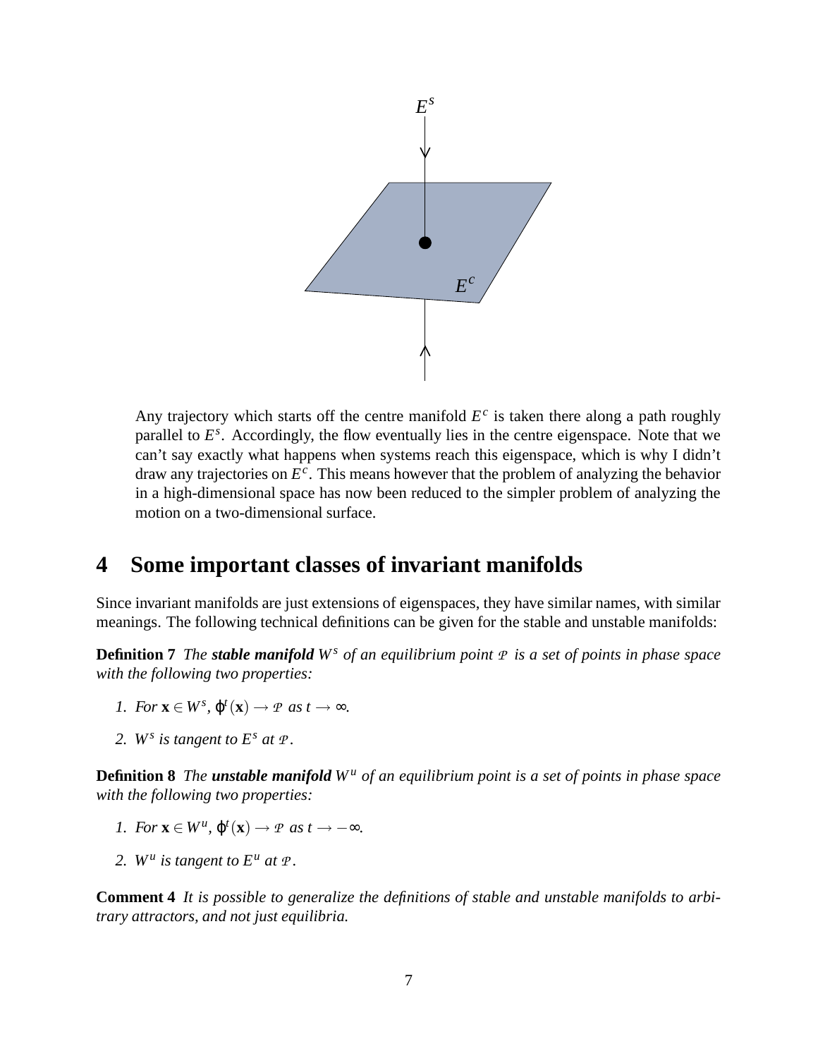Any trajectory which starts off the centre manifold $E^c$ is taken there along a path roughly parallel to $E^s$. Accordingly, the flow eventually lies in the centre eigenspace. Note that we can't say exactly what happens when systems reach this eigenspace, which is why I didn't draw any trajectories on $E^c$. This means however that the problem of analyzing the behavior in a high-dimensional space has now been reduced to the simpler problem of analyzing the motion on a two-dimensional surface.

## 4 Some important classes of invariant manifolds

Since invariant manifolds are just extensions of eigenspaces, they have similar names, with similar meanings. The following technical definitions can be given for the stable and unstable manifolds:

**Definition 7** *The **stable manifold** $W^s$ of an equilibrium point $\mathcal{P}$ is a set of points in phase space with the following two properties:*

1. *For $\mathbf{x} \in W^s$, $\varphi^t(\mathbf{x}) \to \mathcal{P}$ as $t \to \infty$.*
2. *$W^s$ is tangent to $E^s$ at $\mathcal{P}$.*

**Definition 8** *The **unstable manifold** $W^u$ of an equilibrium point is a set of points in phase space with the following two properties:*

1. *For $\mathbf{x} \in W^u$, $\varphi^t(\mathbf{x}) \to \mathcal{P}$ as $t \to -\infty$.*
2. *$W^u$ is tangent to $E^u$ at $\mathcal{P}$.*

**Comment 4** *It is possible to generalize the definitions of stable and unstable manifolds to arbitrary attractors, and not just equilibria.*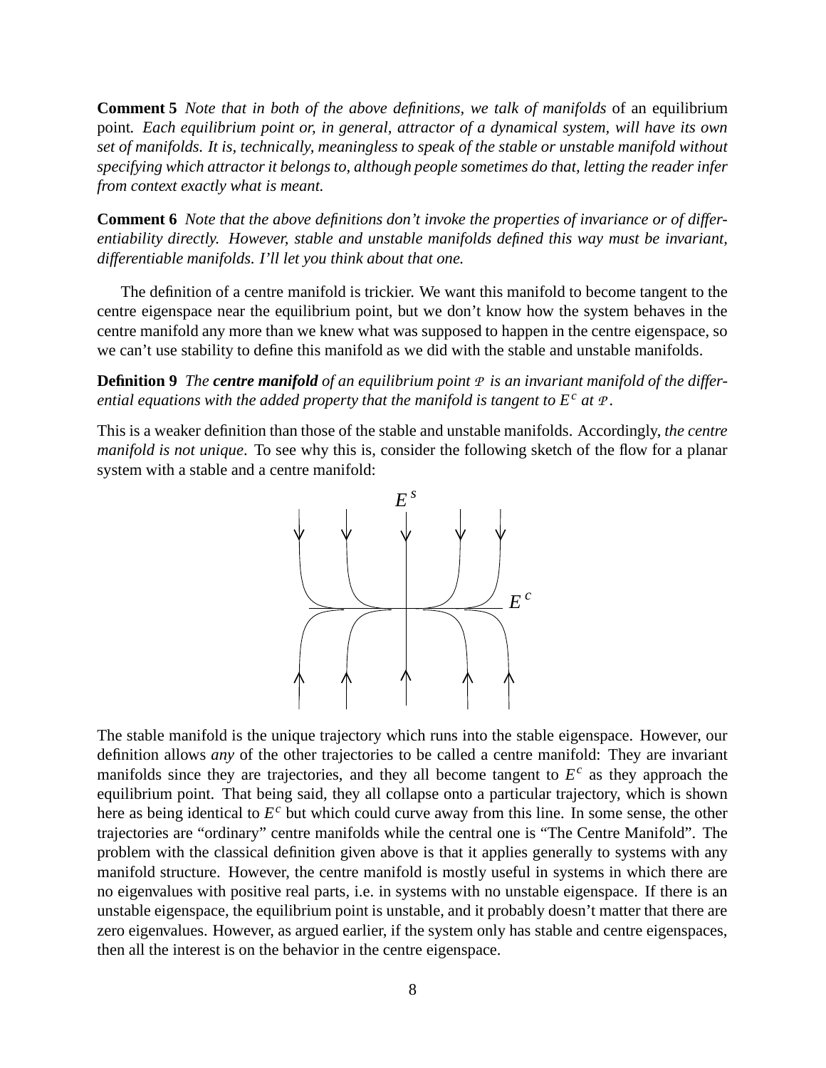**Comment 5** *Note that in both of the above definitions, we talk of manifolds* of an equilibrium point. *Each equilibrium point or, in general, attractor of a dynamical system, will have its own set of manifolds. It is, technically, meaningless to speak of the stable or unstable manifold without specifying which attractor it belongs to, although people sometimes do that, letting the reader infer from context exactly what is meant.*

**Comment 6** *Note that the above definitions don't invoke the properties of invariance or of differentiability directly. However, stable and unstable manifolds defined this way must be invariant, differentiable manifolds. I'll let you think about that one.*

The definition of a centre manifold is trickier. We want this manifold to become tangent to the centre eigenspace near the equilibrium point, but we don't know how the system behaves in the centre manifold any more than we knew what was supposed to happen in the centre eigenspace, so we can't use stability to define this manifold as we did with the stable and unstable manifolds.

**Definition 9** *The **centre manifold** of an equilibrium point $\mathcal{P}$ is an invariant manifold of the differential equations with the added property that the manifold is tangent to $E^c$ at $\mathcal{P}$.*

This is a weaker definition than those of the stable and unstable manifolds. Accordingly, *the centre manifold is not unique*. To see why this is, consider the following sketch of the flow for a planar system with a stable and a centre manifold:

The stable manifold is the unique trajectory which runs into the stable eigenspace. However, our definition allows *any* of the other trajectories to be called a centre manifold: They are invariant manifolds since they are trajectories, and they all become tangent to $E^c$ as they approach the equilibrium point. That being said, they all collapse onto a particular trajectory, which is shown here as being identical to $E^c$ but which could curve away from this line. In some sense, the other trajectories are "ordinary" centre manifolds while the central one is "The Centre Manifold". The problem with the classical definition given above is that it applies generally to systems with any manifold structure. However, the centre manifold is mostly useful in systems in which there are no eigenvalues with positive real parts, i.e. in systems with no unstable eigenspace. If there is an unstable eigenspace, the equilibrium point is unstable, and it probably doesn't matter that there are zero eigenvalues. However, as argued earlier, if the system only has stable and centre eigenspaces, then all the interest is on the behavior in the centre eigenspace.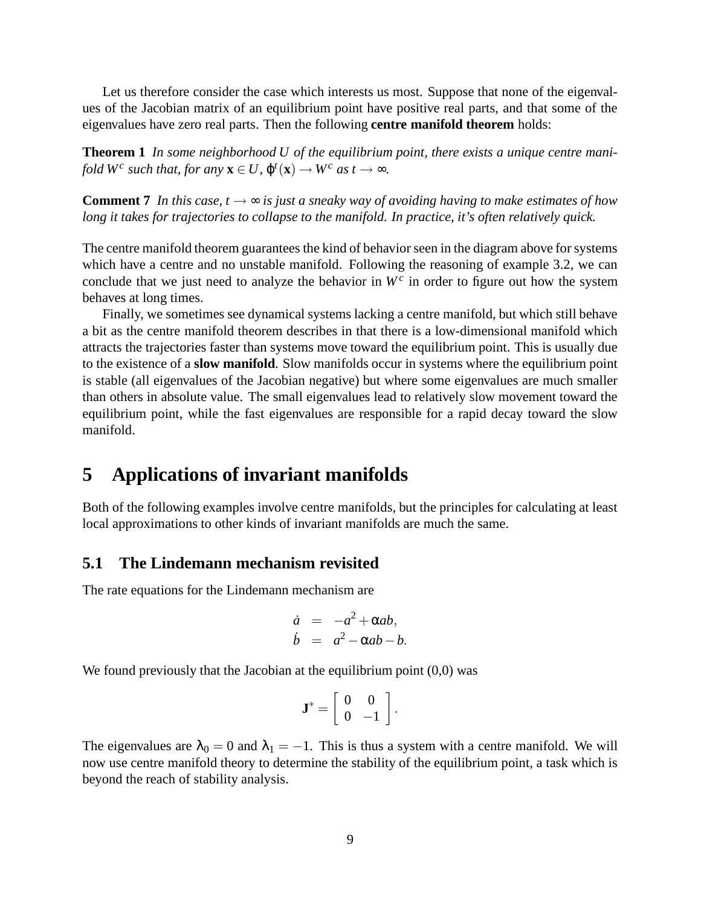Let us therefore consider the case which interests us most. Suppose that none of the eigenvalues of the Jacobian matrix of an equilibrium point have positive real parts, and that some of the eigenvalues have zero real parts. Then the following **centre manifold theorem** holds:

**Theorem 1** *In some neighborhood $U$ of the equilibrium point, there exists a unique centre manifold $W^c$ such that, for any $\mathbf{x} \in U$, $\varphi^t(\mathbf{x}) \to W^c$ as $t \to \infty$.*

**Comment 7** *In this case, $t \to \infty$ is just a sneaky way of avoiding having to make estimates of how long it takes for trajectories to collapse to the manifold. In practice, it's often relatively quick.*

The centre manifold theorem guarantees the kind of behavior seen in the diagram above for systems which have a centre and no unstable manifold. Following the reasoning of example 3.2, we can conclude that we just need to analyze the behavior in $W^c$ in order to figure out how the system behaves at long times.

Finally, we sometimes see dynamical systems lacking a centre manifold, but which still behave a bit as the centre manifold theorem describes in that there is a low-dimensional manifold which attracts the trajectories faster than systems move toward the equilibrium point. This is usually due to the existence of a **slow manifold**. Slow manifolds occur in systems where the equilibrium point is stable (all eigenvalues of the Jacobian negative) but where some eigenvalues are much smaller than others in absolute value. The small eigenvalues lead to relatively slow movement toward the equilibrium point, while the fast eigenvalues are responsible for a rapid decay toward the slow manifold.

# 5 Applications of invariant manifolds

Both of the following examples involve centre manifolds, but the principles for calculating at least local approximations to other kinds of invariant manifolds are much the same.

## 5.1 The Lindemann mechanism revisited

The rate equations for the Lindemann mechanism are

$$\begin{aligned}
\dot{a} &= -a^2 + \alpha ab, \\
\dot{b} &= a^2 - \alpha ab - b.
\end{aligned}$$

We found previously that the Jacobian at the equilibrium point (0,0) was

$$\mathbf{J}^* = \begin{bmatrix} 0 & 0 \\ 0 & -1 \end{bmatrix}.$$

The eigenvalues are $\lambda_0 = 0$ and $\lambda_1 = -1$. This is thus a system with a centre manifold. We will now use centre manifold theory to determine the stability of the equilibrium point, a task which is beyond the reach of stability analysis.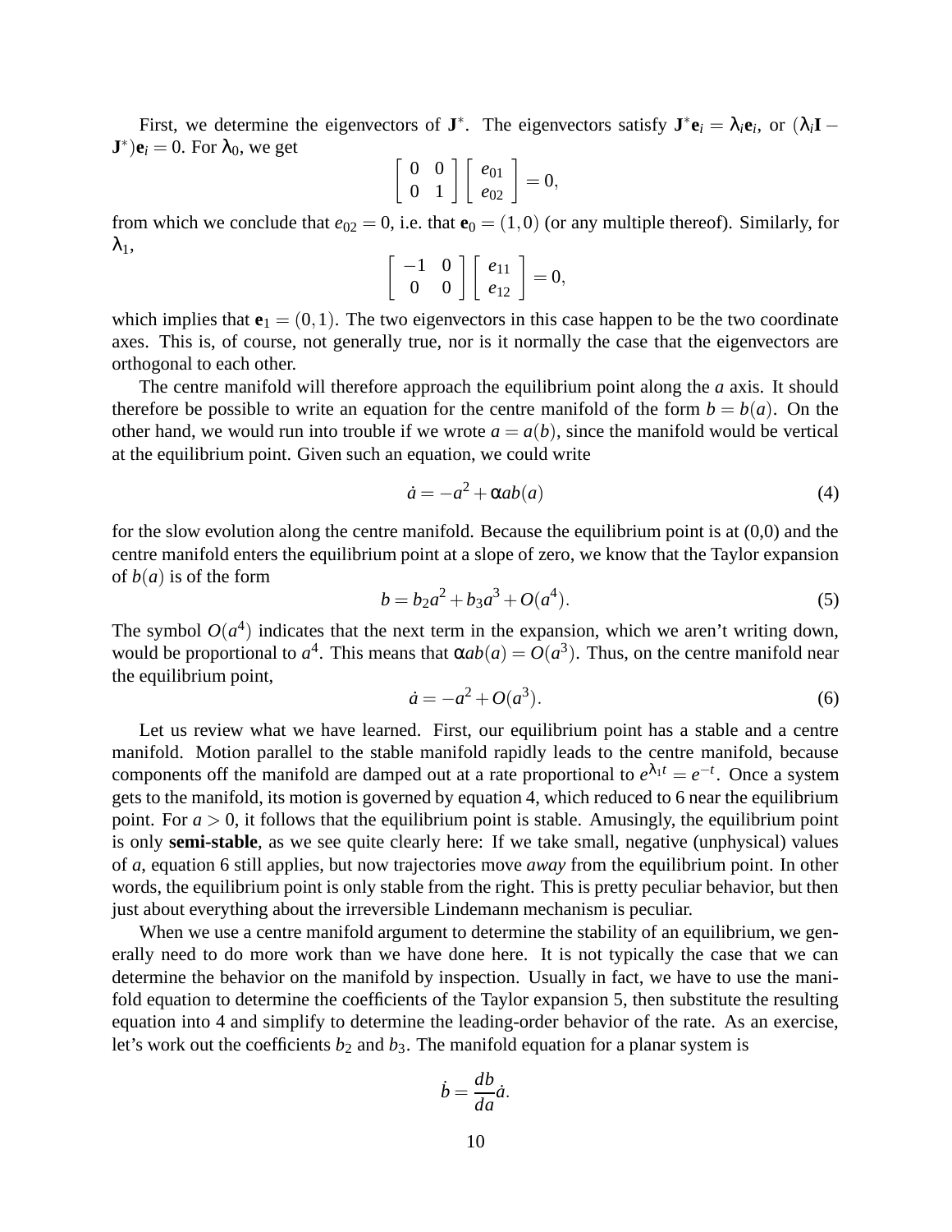First, we determine the eigenvectors of $\mathbf{J}^*$. The eigenvectors satisfy $\mathbf{J}^*\mathbf{e}_i = \lambda_i \mathbf{e}_i$, or $(\lambda_i \mathbf{I} - \mathbf{J}^*)\mathbf{e}_i = 0$. For $\lambda_0$, we get

$$\begin{bmatrix} 0 & 0 \\ 0 & 1 \end{bmatrix} \begin{bmatrix} e_{01} \\ e_{02} \end{bmatrix} = 0,$$

from which we conclude that $e_{02} = 0$, i.e. that $\mathbf{e}_0 = (1,0)$ (or any multiple thereof). Similarly, for $\lambda_1$,

$$\begin{bmatrix} -1 & 0 \\ 0 & 0 \end{bmatrix} \begin{bmatrix} e_{11} \\ e_{12} \end{bmatrix} = 0,$$

which implies that $\mathbf{e}_1 = (0,1)$. The two eigenvectors in this case happen to be the two coordinate axes. This is, of course, not generally true, nor is it normally the case that the eigenvectors are orthogonal to each other.

The centre manifold will therefore approach the equilibrium point along the $a$ axis. It should therefore be possible to write an equation for the centre manifold of the form $b = b(a)$. On the other hand, we would run into trouble if we wrote $a = a(b)$, since the manifold would be vertical at the equilibrium point. Given such an equation, we could write

$$\dot{a} = -a^2 + \alpha a b(a) \tag{4}$$

for the slow evolution along the centre manifold. Because the equilibrium point is at (0,0) and the centre manifold enters the equilibrium point at a slope of zero, we know that the Taylor expansion of $b(a)$ is of the form

$$b = b_2 a^2 + b_3 a^3 + O(a^4). \tag{5}$$

The symbol $O(a^4)$ indicates that the next term in the expansion, which we aren't writing down, would be proportional to $a^4$. This means that $\alpha a b(a) = O(a^3)$. Thus, on the centre manifold near the equilibrium point,

$$\dot{a} = -a^2 + O(a^3). \tag{6}$$

Let us review what we have learned. First, our equilibrium point has a stable and a centre manifold. Motion parallel to the stable manifold rapidly leads to the centre manifold, because components off the manifold are damped out at a rate proportional to $e^{\lambda_1 t} = e^{-t}$. Once a system gets to the manifold, its motion is governed by equation 4, which reduced to 6 near the equilibrium point. For $a > 0$, it follows that the equilibrium point is stable. Amusingly, the equilibrium point is only **semi-stable**, as we see quite clearly here: If we take small, negative (unphysical) values of $a$, equation 6 still applies, but now trajectories move *away* from the equilibrium point. In other words, the equilibrium point is only stable from the right. This is pretty peculiar behavior, but then just about everything about the irreversible Lindemann mechanism is peculiar.

When we use a centre manifold argument to determine the stability of an equilibrium, we generally need to do more work than we have done here. It is not typically the case that we can determine the behavior on the manifold by inspection. Usually in fact, we have to use the manifold equation to determine the coefficients of the Taylor expansion 5, then substitute the resulting equation into 4 and simplify to determine the leading-order behavior of the rate. As an exercise, let's work out the coefficients $b_2$ and $b_3$. The manifold equation for a planar system is

$$\dot{b} = \frac{db}{da}\dot{a}.$$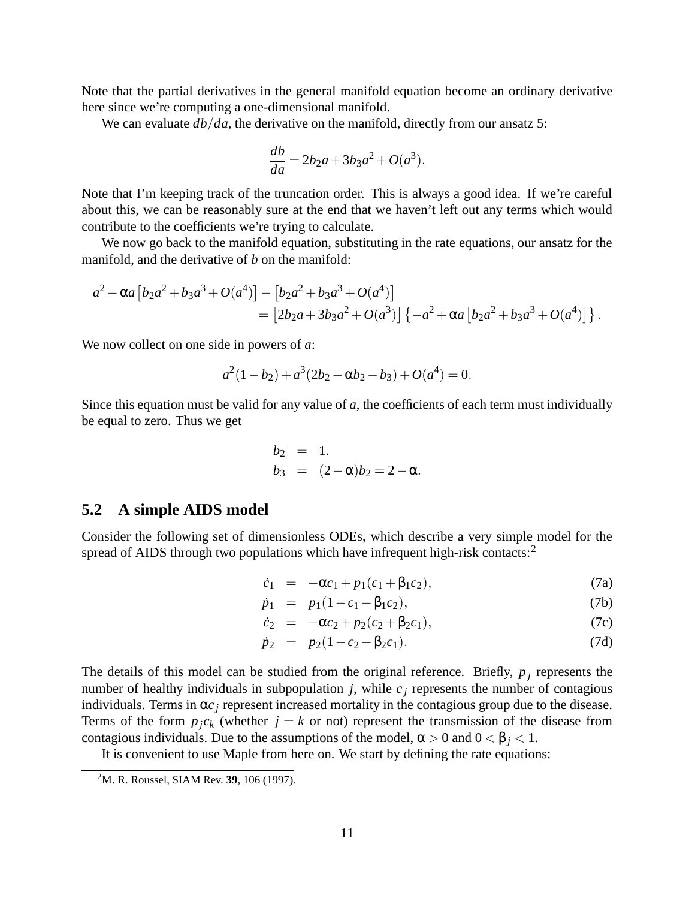Note that the partial derivatives in the general manifold equation become an ordinary derivative here since we're computing a one-dimensional manifold.

We can evaluate $db/da$, the derivative on the manifold, directly from our ansatz 5:

$$\frac{db}{da} = 2b_2 a + 3b_3 a^2 + O(a^3).$$

Note that I'm keeping track of the truncation order. This is always a good idea. If we're careful about this, we can be reasonably sure at the end that we haven't left out any terms which would contribute to the coefficients we're trying to calculate.

We now go back to the manifold equation, substituting in the rate equations, our ansatz for the manifold, and the derivative of $b$ on the manifold:

$$\begin{aligned} a^2 - \alpha a\left[b_2 a^2 + b_3 a^3 + O(a^4)\right] - \left[b_2 a^2 + b_3 a^3 + O(a^4)\right] \\ = \left[2b_2 a + 3b_3 a^2 + O(a^3)\right]\left\{-a^2 + \alpha a\left[b_2 a^2 + b_3 a^3 + O(a^4)\right]\right\}. \end{aligned}$$

We now collect on one side in powers of $a$:

$$a^2(1-b_2) + a^3(2b_2 - \alpha b_2 - b_3) + O(a^4) = 0.$$

Since this equation must be valid for any value of $a$, the coefficients of each term must individually be equal to zero. Thus we get

$$\begin{aligned} b_2 &= 1. \\ b_3 &= (2-\alpha)b_2 = 2-\alpha. \end{aligned}$$

## 5.2 A simple AIDS model

Consider the following set of dimensionless ODEs, which describe a very simple model for the spread of AIDS through two populations which have infrequent high-risk contacts:[2]

$$\dot{c}_1 = -\alpha c_1 + p_1(c_1 + \beta_1 c_2), \tag{7a}$$

$$\dot{p}_1 = p_1(1 - c_1 - \beta_1 c_2), \tag{7b}$$

$$\dot{c}_2 = -\alpha c_2 + p_2(c_2 + \beta_2 c_1), \tag{7c}$$

$$\dot{p}_2 = p_2(1 - c_2 - \beta_2 c_1). \tag{7d}$$

The details of this model can be studied from the original reference. Briefly, $p_j$ represents the number of healthy individuals in subpopulation $j$, while $c_j$ represents the number of contagious individuals. Terms in $\alpha c_j$ represent increased mortality in the contagious group due to the disease. Terms of the form $p_j c_k$ (whether $j = k$ or not) represent the transmission of the disease from contagious individuals. Due to the assumptions of the model, $\alpha > 0$ and $0 < \beta_j < 1$.

It is convenient to use Maple from here on. We start by defining the rate equations:

[2] M. R. Roussel, SIAM Rev. **39**, 106 (1997).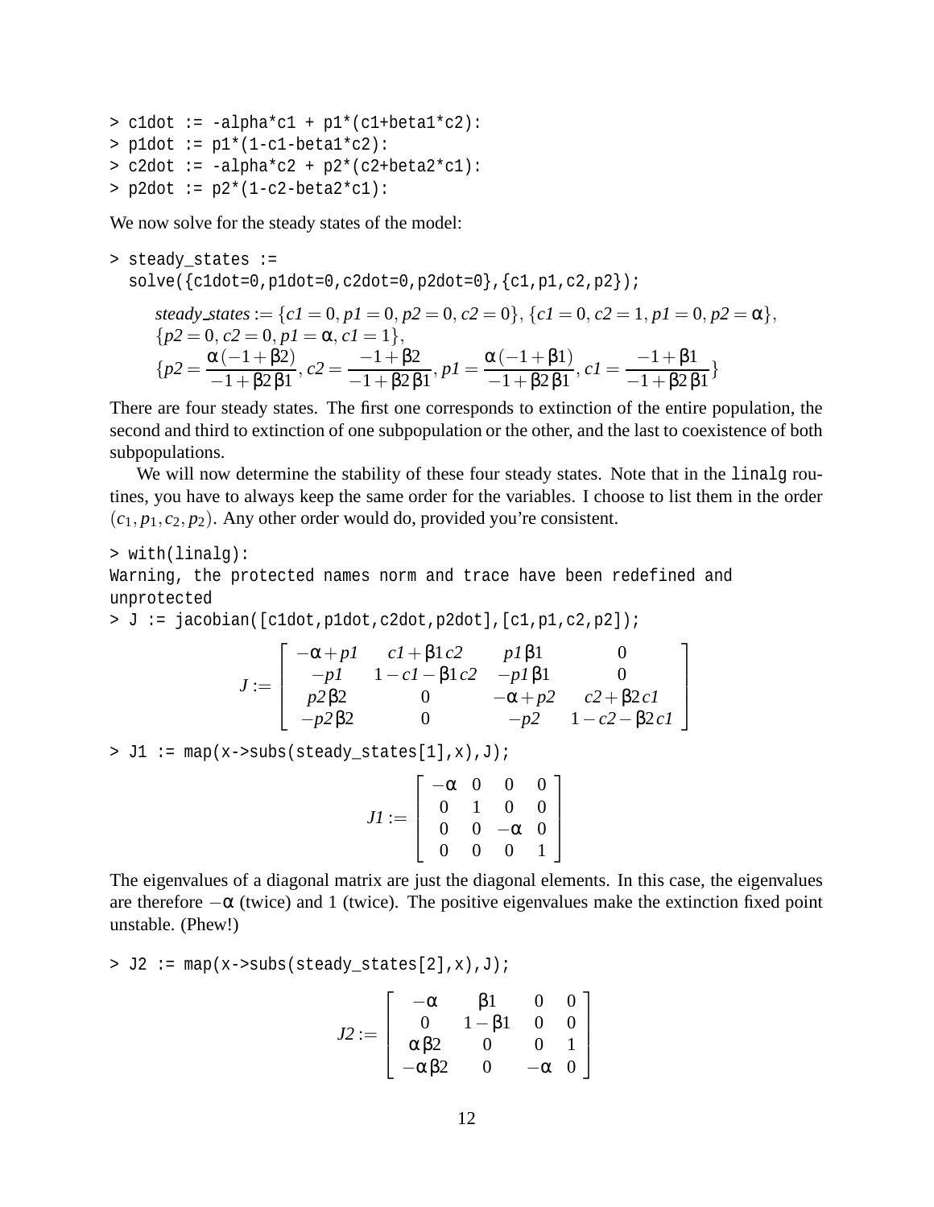```
> c1dot := -alpha*c1 + p1*(c1+beta1*c2):
> p1dot := p1*(1-c1-beta1*c2):
> c2dot := -alpha*c2 + p2*(c2+beta2*c1):
> p2dot := p2*(1-c2-beta2*c1):
```

We now solve for the steady states of the model:

```
> steady_states :=
  solve({c1dot=0,p1dot=0,c2dot=0,p2dot=0},{c1,p1,c2,p2});
```

$$
\begin{aligned}
&\mathit{steady\_states} := \{c1 = 0, p1 = 0, p2 = 0, c2 = 0\}, \{c1 = 0, c2 = 1, p1 = 0, p2 = \alpha\},\\
&\{p2 = 0, c2 = 0, p1 = \alpha, c1 = 1\},\\
&\{p2 = \frac{\alpha(-1+\beta 2)}{-1+\beta 2\,\beta 1}, c2 = \frac{-1+\beta 2}{-1+\beta 2\,\beta 1}, p1 = \frac{\alpha(-1+\beta 1)}{-1+\beta 2\,\beta 1}, c1 = \frac{-1+\beta 1}{-1+\beta 2\,\beta 1}\}
\end{aligned}
$$

There are four steady states. The first one corresponds to extinction of the entire population, the second and third to extinction of one subpopulation or the other, and the last to coexistence of both subpopulations.

We will now determine the stability of these four steady states. Note that in the `linalg` routines, you have to always keep the same order for the variables. I choose to list them in the order $(c_1, p_1, c_2, p_2)$. Any other order would do, provided you're consistent.

```
> with(linalg):
Warning, the protected names norm and trace have been redefined and
unprotected
> J := jacobian([c1dot,p1dot,c2dot,p2dot],[c1,p1,c2,p2]);
```

$$
J := \begin{bmatrix} -\alpha + p1 & c1 + \beta 1\, c2 & p1\,\beta 1 & 0 \\ -p1 & 1 - c1 - \beta 1\, c2 & -p1\,\beta 1 & 0 \\ p2\,\beta 2 & 0 & -\alpha + p2 & c2 + \beta 2\, c1 \\ -p2\,\beta 2 & 0 & -p2 & 1 - c2 - \beta 2\, c1 \end{bmatrix}
$$

```
> J1 := map(x->subs(steady_states[1],x),J);
```

$$
J1 := \begin{bmatrix} -\alpha & 0 & 0 & 0 \\ 0 & 1 & 0 & 0 \\ 0 & 0 & -\alpha & 0 \\ 0 & 0 & 0 & 1 \end{bmatrix}
$$

The eigenvalues of a diagonal matrix are just the diagonal elements. In this case, the eigenvalues are therefore $-\alpha$ (twice) and 1 (twice). The positive eigenvalues make the extinction fixed point unstable. (Phew!)

```
> J2 := map(x->subs(steady_states[2],x),J);
```

$$
J2 := \begin{bmatrix} -\alpha & \beta 1 & 0 & 0 \\ 0 & 1 - \beta 1 & 0 & 0 \\ \alpha\,\beta 2 & 0 & 0 & 1 \\ -\alpha\,\beta 2 & 0 & -\alpha & 0 \end{bmatrix}
$$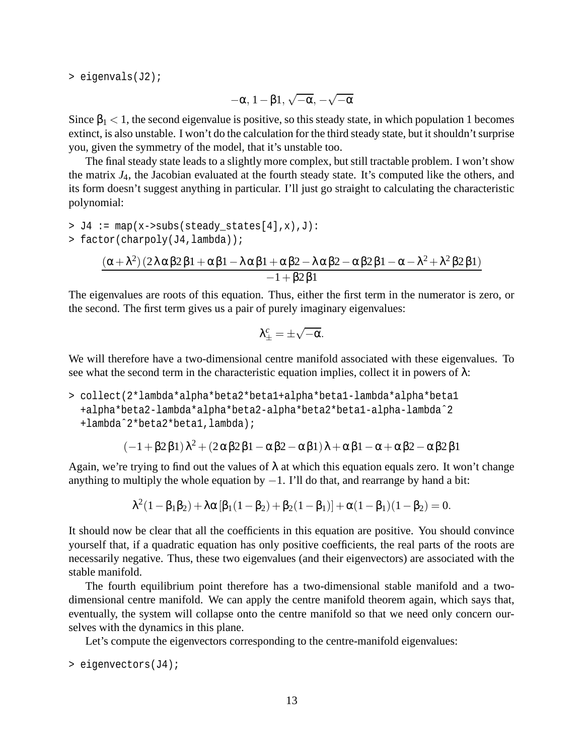```
> eigenvals(J2);
```

$$-\alpha,\ 1-\beta 1,\ \sqrt{-\alpha},\ -\sqrt{-\alpha}$$

Since $\beta_1 < 1$, the second eigenvalue is positive, so this steady state, in which population 1 becomes extinct, is also unstable. I won't do the calculation for the third steady state, but it shouldn't surprise you, given the symmetry of the model, that it's unstable too.

The final steady state leads to a slightly more complex, but still tractable problem. I won't show the matrix $J_4$, the Jacobian evaluated at the fourth steady state. It's computed like the others, and its form doesn't suggest anything in particular. I'll just go straight to calculating the characteristic polynomial:

```
> J4 := map(x->subs(steady_states[4],x),J):
> factor(charpoly(J4,lambda));
```

$$\frac{(\alpha+\lambda^2)\,(2\,\lambda\,\alpha\,\beta 2\,\beta 1+\alpha\,\beta 1-\lambda\,\alpha\,\beta 1+\alpha\,\beta 2-\lambda\,\alpha\,\beta 2-\alpha\,\beta 2\,\beta 1-\alpha-\lambda^2+\lambda^2\,\beta 2\,\beta 1)}{-1+\beta 2\,\beta 1}$$

The eigenvalues are roots of this equation. Thus, either the first term in the numerator is zero, or the second. The first term gives us a pair of purely imaginary eigenvalues:

$$\lambda_{\pm}^{c} = \pm\sqrt{-\alpha}.$$

We will therefore have a two-dimensional centre manifold associated with these eigenvalues. To see what the second term in the characteristic equation implies, collect it in powers of $\lambda$:

```
> collect(2*lambda*alpha*beta2*beta1+alpha*beta1-lambda*alpha*beta1
  +alpha*beta2-lambda*alpha*beta2-alpha*beta2*beta1-alpha-lambda^2
  +lambda^2*beta2*beta1,lambda);
```

$$(-1+\beta 2\,\beta 1)\,\lambda^2+(2\,\alpha\,\beta 2\,\beta 1-\alpha\,\beta 2-\alpha\,\beta 1)\,\lambda+\alpha\,\beta 1-\alpha+\alpha\,\beta 2-\alpha\,\beta 2\,\beta 1$$

Again, we're trying to find out the values of $\lambda$ at which this equation equals zero. It won't change anything to multiply the whole equation by $-1$. I'll do that, and rearrange by hand a bit:

$$\lambda^2(1-\beta_1\beta_2)+\lambda\alpha\,[\beta_1(1-\beta_2)+\beta_2(1-\beta_1)]+\alpha(1-\beta_1)(1-\beta_2)=0.$$

It should now be clear that all the coefficients in this equation are positive. You should convince yourself that, if a quadratic equation has only positive coefficients, the real parts of the roots are necessarily negative. Thus, these two eigenvalues (and their eigenvectors) are associated with the stable manifold.

The fourth equilibrium point therefore has a two-dimensional stable manifold and a two-dimensional centre manifold. We can apply the centre manifold theorem again, which says that, eventually, the system will collapse onto the centre manifold so that we need only concern ourselves with the dynamics in this plane.

Let's compute the eigenvectors corresponding to the centre-manifold eigenvalues:

```
> eigenvectors(J4);
```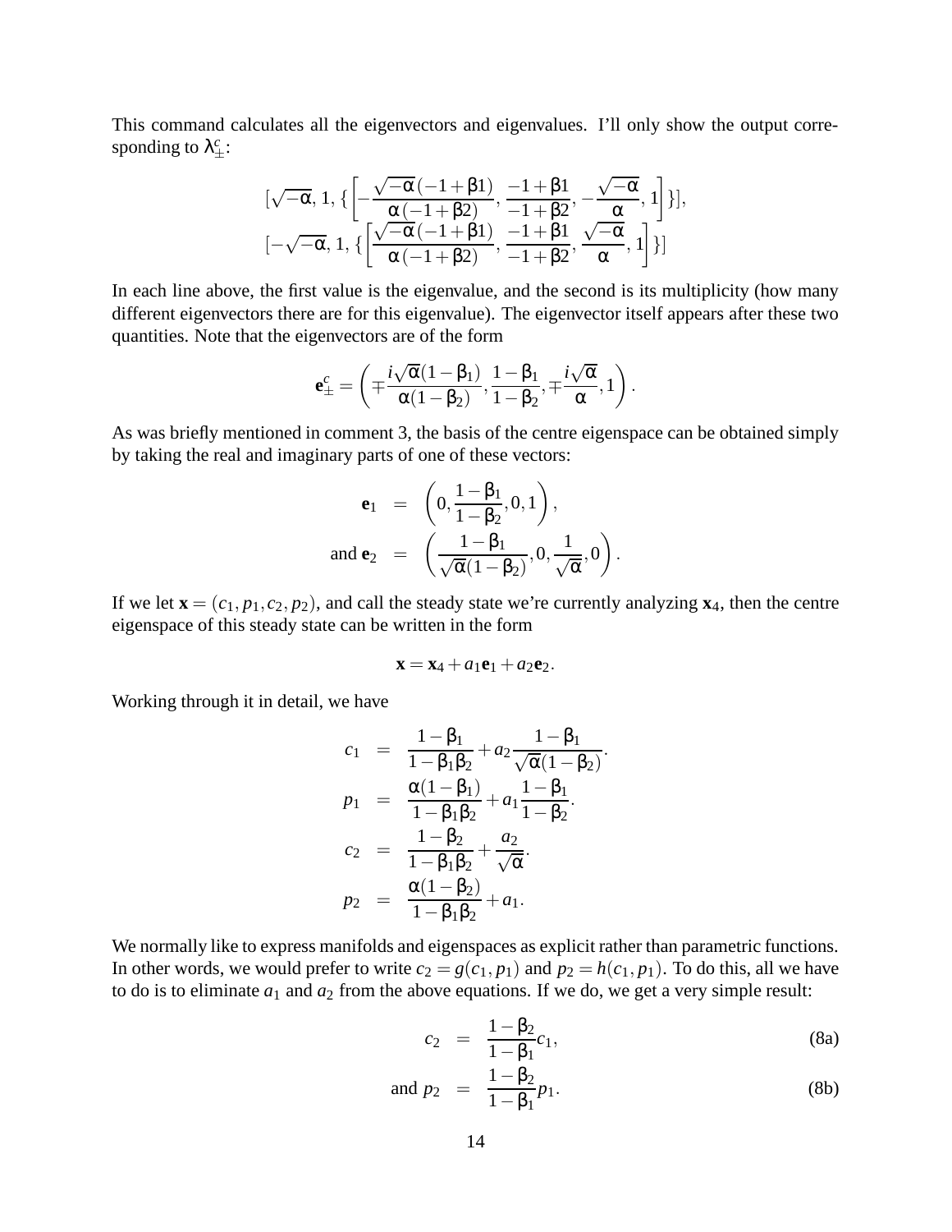This command calculates all the eigenvectors and eigenvalues. I'll only show the output corresponding to $\lambda_{\pm}^{c}$:

$$[\sqrt{-\alpha},\ 1,\ \{\left[-\frac{\sqrt{-\alpha}\,(-1+\beta 1)}{\alpha\,(-1+\beta 2)},\ \frac{-1+\beta 1}{-1+\beta 2},\ -\frac{\sqrt{-\alpha}}{\alpha},\ 1\right]\}],$$
$$[-\sqrt{-\alpha},\ 1,\ \{\left[\frac{\sqrt{-\alpha}\,(-1+\beta 1)}{\alpha\,(-1+\beta 2)},\ \frac{-1+\beta 1}{-1+\beta 2},\ \frac{\sqrt{-\alpha}}{\alpha},\ 1\right]\}]$$

In each line above, the first value is the eigenvalue, and the second is its multiplicity (how many different eigenvectors there are for this eigenvalue). The eigenvector itself appears after these two quantities. Note that the eigenvectors are of the form

$$\mathbf{e}_{\pm}^{c} = \left(\mp\frac{i\sqrt{\alpha}(1-\beta_1)}{\alpha(1-\beta_2)}, \frac{1-\beta_1}{1-\beta_2}, \mp\frac{i\sqrt{\alpha}}{\alpha}, 1\right).$$

As was briefly mentioned in comment 3, the basis of the centre eigenspace can be obtained simply by taking the real and imaginary parts of one of these vectors:

$$\begin{aligned}
\mathbf{e}_1 &= \left(0, \frac{1-\beta_1}{1-\beta_2}, 0, 1\right), \\
\text{and } \mathbf{e}_2 &= \left(\frac{1-\beta_1}{\sqrt{\alpha}(1-\beta_2)}, 0, \frac{1}{\sqrt{\alpha}}, 0\right).
\end{aligned}$$

If we let $\mathbf{x} = (c_1, p_1, c_2, p_2)$, and call the steady state we're currently analyzing $\mathbf{x}_4$, then the centre eigenspace of this steady state can be written in the form

$$\mathbf{x} = \mathbf{x}_4 + a_1\mathbf{e}_1 + a_2\mathbf{e}_2.$$

Working through it in detail, we have

$$\begin{aligned}
c_1 &= \frac{1-\beta_1}{1-\beta_1\beta_2} + a_2\frac{1-\beta_1}{\sqrt{\alpha}(1-\beta_2)}. \\
p_1 &= \frac{\alpha(1-\beta_1)}{1-\beta_1\beta_2} + a_1\frac{1-\beta_1}{1-\beta_2}. \\
c_2 &= \frac{1-\beta_2}{1-\beta_1\beta_2} + \frac{a_2}{\sqrt{\alpha}}. \\
p_2 &= \frac{\alpha(1-\beta_2)}{1-\beta_1\beta_2} + a_1.
\end{aligned}$$

We normally like to express manifolds and eigenspaces as explicit rather than parametric functions. In other words, we would prefer to write $c_2 = g(c_1, p_1)$ and $p_2 = h(c_1, p_1)$. To do this, all we have to do is to eliminate $a_1$ and $a_2$ from the above equations. If we do, we get a very simple result:

$$c_2 = \frac{1-\beta_2}{1-\beta_1}c_1, \tag{8a}$$

$$\text{and } p_2 = \frac{1-\beta_2}{1-\beta_1}p_1. \tag{8b}$$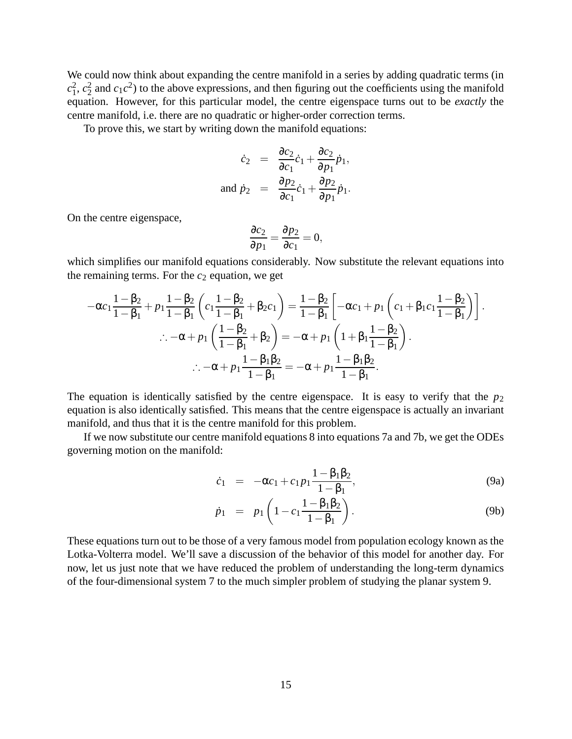We could now think about expanding the centre manifold in a series by adding quadratic terms (in $c_1^2$, $c_2^2$ and $c_1c^2$) to the above expressions, and then figuring out the coefficients using the manifold equation. However, for this particular model, the centre eigenspace turns out to be *exactly* the centre manifold, i.e. there are no quadratic or higher-order correction terms.

To prove this, we start by writing down the manifold equations:

$$
\begin{aligned}
\dot{c}_2 &= \frac{\partial c_2}{\partial c_1}\dot{c}_1 + \frac{\partial c_2}{\partial p_1}\dot{p}_1, \\
\text{and } \dot{p}_2 &= \frac{\partial p_2}{\partial c_1}\dot{c}_1 + \frac{\partial p_2}{\partial p_1}\dot{p}_1.
\end{aligned}
$$

On the centre eigenspace,

$$
\frac{\partial c_2}{\partial p_1} = \frac{\partial p_2}{\partial c_1} = 0,
$$

which simplifies our manifold equations considerably. Now substitute the relevant equations into the remaining terms. For the $c_2$ equation, we get

$$
-\alpha c_1 \frac{1-\beta_2}{1-\beta_1} + p_1 \frac{1-\beta_2}{1-\beta_1}\left(c_1 \frac{1-\beta_2}{1-\beta_1} + \beta_2 c_1\right) = \frac{1-\beta_2}{1-\beta_1}\left[-\alpha c_1 + p_1\left(c_1 + \beta_1 c_1 \frac{1-\beta_2}{1-\beta_1}\right)\right].
$$

$$
\therefore -\alpha + p_1\left(\frac{1-\beta_2}{1-\beta_1} + \beta_2\right) = -\alpha + p_1\left(1 + \beta_1 \frac{1-\beta_2}{1-\beta_1}\right).
$$

$$
\therefore -\alpha + p_1 \frac{1-\beta_1\beta_2}{1-\beta_1} = -\alpha + p_1 \frac{1-\beta_1\beta_2}{1-\beta_1}.
$$

The equation is identically satisfied by the centre eigenspace. It is easy to verify that the $p_2$ equation is also identically satisfied. This means that the centre eigenspace is actually an invariant manifold, and thus that it is the centre manifold for this problem.

If we now substitute our centre manifold equations 8 into equations 7a and 7b, we get the ODEs governing motion on the manifold:

$$
\dot{c}_1 = -\alpha c_1 + c_1 p_1 \frac{1-\beta_1\beta_2}{1-\beta_1}, \tag{9a}
$$

$$
\dot{p}_1 = p_1\left(1 - c_1 \frac{1-\beta_1\beta_2}{1-\beta_1}\right). \tag{9b}
$$

These equations turn out to be those of a very famous model from population ecology known as the Lotka-Volterra model. We'll save a discussion of the behavior of this model for another day. For now, let us just note that we have reduced the problem of understanding the long-term dynamics of the four-dimensional system 7 to the much simpler problem of studying the planar system 9.